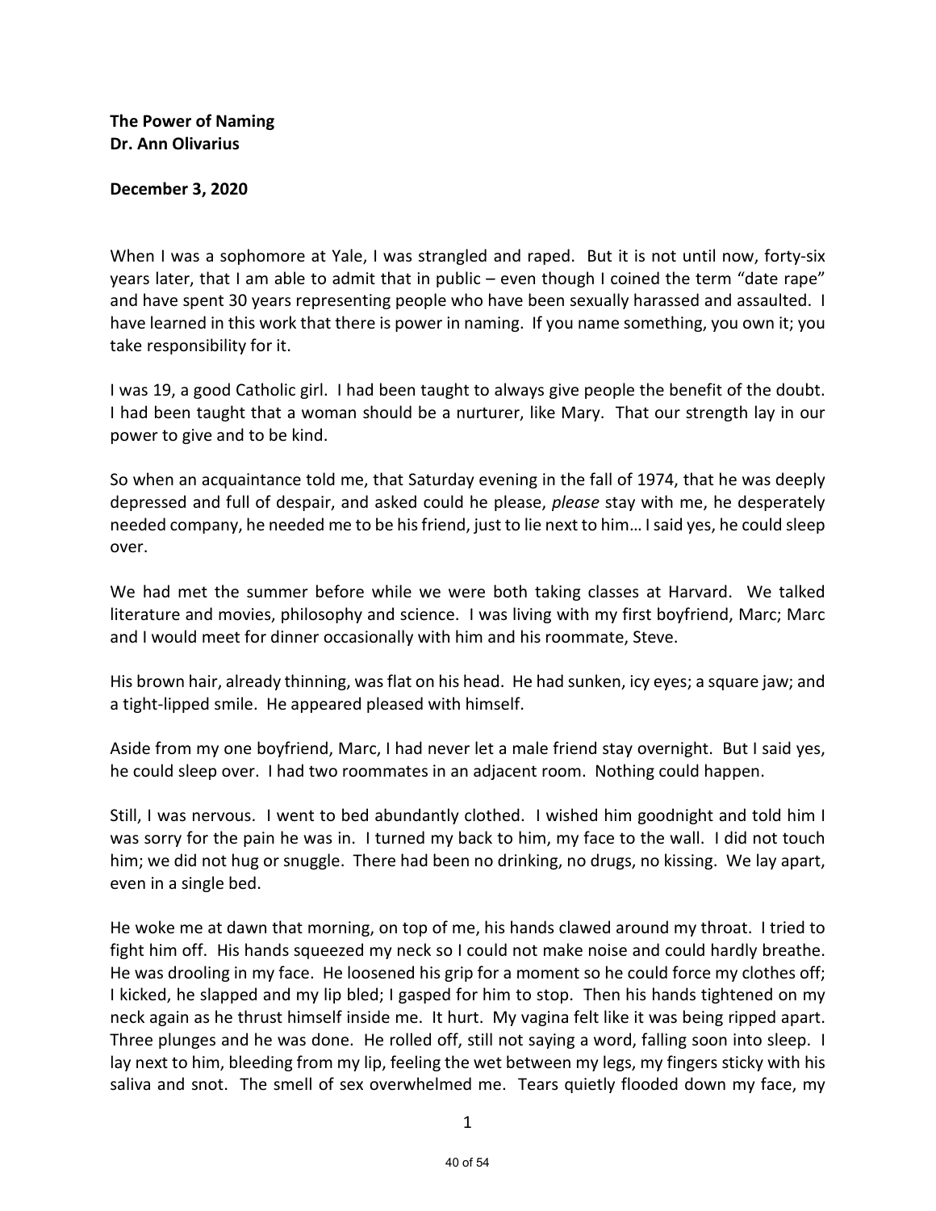**The Power of Naming**
**Dr. Ann Olivarius**

**December 3, 2020**

When I was a sophomore at Yale, I was strangled and raped. But it is not until now, forty-six years later, that I am able to admit that in public – even though I coined the term "date rape" and have spent 30 years representing people who have been sexually harassed and assaulted. I have learned in this work that there is power in naming. If you name something, you own it; you take responsibility for it.

I was 19, a good Catholic girl. I had been taught to always give people the benefit of the doubt. I had been taught that a woman should be a nurturer, like Mary. That our strength lay in our power to give and to be kind.

So when an acquaintance told me, that Saturday evening in the fall of 1974, that he was deeply depressed and full of despair, and asked could he please, *please* stay with me, he desperately needed company, he needed me to be his friend, just to lie next to him… I said yes, he could sleep over.

We had met the summer before while we were both taking classes at Harvard. We talked literature and movies, philosophy and science. I was living with my first boyfriend, Marc; Marc and I would meet for dinner occasionally with him and his roommate, Steve.

His brown hair, already thinning, was flat on his head. He had sunken, icy eyes; a square jaw; and a tight-lipped smile. He appeared pleased with himself.

Aside from my one boyfriend, Marc, I had never let a male friend stay overnight. But I said yes, he could sleep over. I had two roommates in an adjacent room. Nothing could happen.

Still, I was nervous. I went to bed abundantly clothed. I wished him goodnight and told him I was sorry for the pain he was in. I turned my back to him, my face to the wall. I did not touch him; we did not hug or snuggle. There had been no drinking, no drugs, no kissing. We lay apart, even in a single bed.

He woke me at dawn that morning, on top of me, his hands clawed around my throat. I tried to fight him off. His hands squeezed my neck so I could not make noise and could hardly breathe. He was drooling in my face. He loosened his grip for a moment so he could force my clothes off; I kicked, he slapped and my lip bled; I gasped for him to stop. Then his hands tightened on my neck again as he thrust himself inside me. It hurt. My vagina felt like it was being ripped apart. Three plunges and he was done. He rolled off, still not saying a word, falling soon into sleep. I lay next to him, bleeding from my lip, feeling the wet between my legs, my fingers sticky with his saliva and snot. The smell of sex overwhelmed me. Tears quietly flooded down my face, my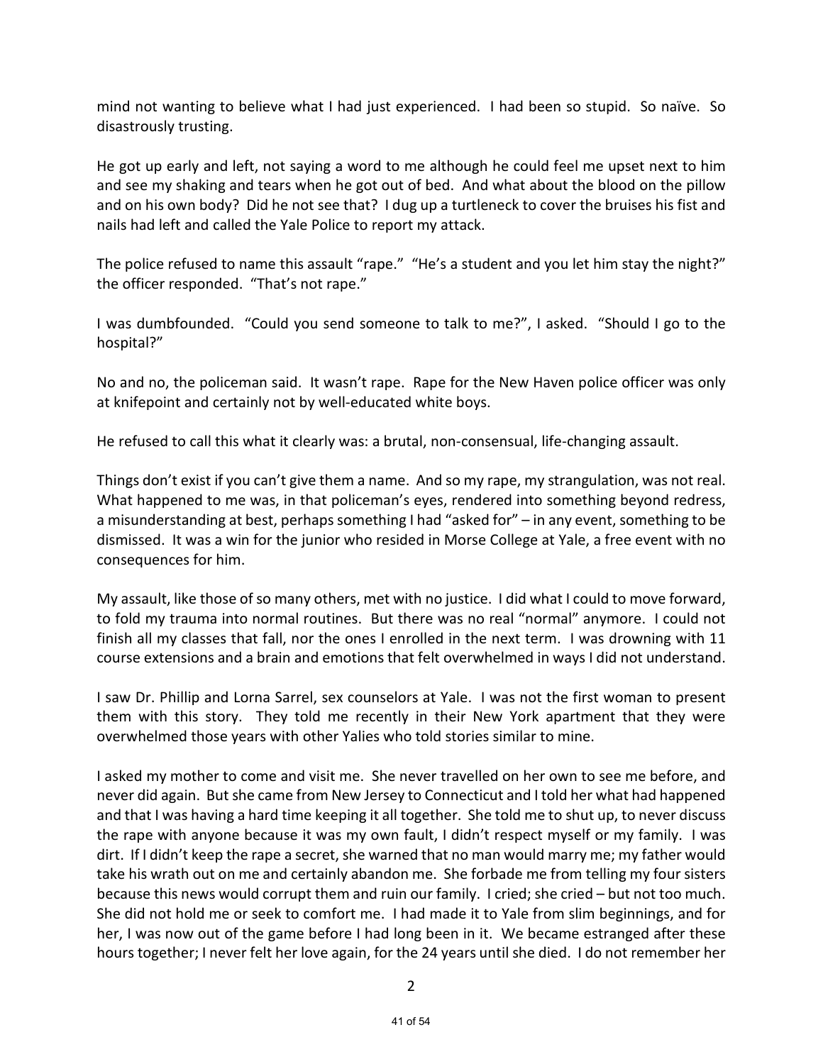mind not wanting to believe what I had just experienced. I had been so stupid. So naïve. So disastrously trusting.

He got up early and left, not saying a word to me although he could feel me upset next to him and see my shaking and tears when he got out of bed. And what about the blood on the pillow and on his own body? Did he not see that? I dug up a turtleneck to cover the bruises his fist and nails had left and called the Yale Police to report my attack.

The police refused to name this assault "rape." "He's a student and you let him stay the night?" the officer responded. "That's not rape."

I was dumbfounded. "Could you send someone to talk to me?", I asked. "Should I go to the hospital?"

No and no, the policeman said. It wasn't rape. Rape for the New Haven police officer was only at knifepoint and certainly not by well-educated white boys.

He refused to call this what it clearly was: a brutal, non-consensual, life-changing assault.

Things don't exist if you can't give them a name. And so my rape, my strangulation, was not real. What happened to me was, in that policeman's eyes, rendered into something beyond redress, a misunderstanding at best, perhaps something I had "asked for" – in any event, something to be dismissed. It was a win for the junior who resided in Morse College at Yale, a free event with no consequences for him.

My assault, like those of so many others, met with no justice. I did what I could to move forward, to fold my trauma into normal routines. But there was no real "normal" anymore. I could not finish all my classes that fall, nor the ones I enrolled in the next term. I was drowning with 11 course extensions and a brain and emotions that felt overwhelmed in ways I did not understand.

I saw Dr. Phillip and Lorna Sarrel, sex counselors at Yale. I was not the first woman to present them with this story. They told me recently in their New York apartment that they were overwhelmed those years with other Yalies who told stories similar to mine.

I asked my mother to come and visit me. She never travelled on her own to see me before, and never did again. But she came from New Jersey to Connecticut and I told her what had happened and that I was having a hard time keeping it all together. She told me to shut up, to never discuss the rape with anyone because it was my own fault, I didn't respect myself or my family. I was dirt. If I didn't keep the rape a secret, she warned that no man would marry me; my father would take his wrath out on me and certainly abandon me. She forbade me from telling my four sisters because this news would corrupt them and ruin our family. I cried; she cried – but not too much. She did not hold me or seek to comfort me. I had made it to Yale from slim beginnings, and for her, I was now out of the game before I had long been in it. We became estranged after these hours together; I never felt her love again, for the 24 years until she died. I do not remember her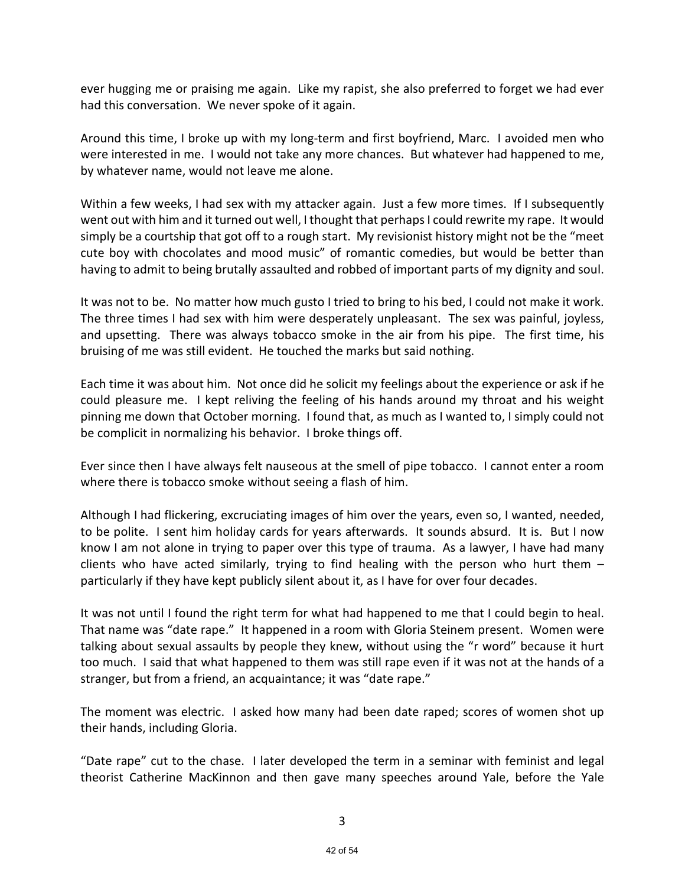ever hugging me or praising me again. Like my rapist, she also preferred to forget we had ever had this conversation. We never spoke of it again.

Around this time, I broke up with my long-term and first boyfriend, Marc. I avoided men who were interested in me. I would not take any more chances. But whatever had happened to me, by whatever name, would not leave me alone.

Within a few weeks, I had sex with my attacker again. Just a few more times. If I subsequently went out with him and it turned out well, I thought that perhaps I could rewrite my rape. It would simply be a courtship that got off to a rough start. My revisionist history might not be the "meet cute boy with chocolates and mood music" of romantic comedies, but would be better than having to admit to being brutally assaulted and robbed of important parts of my dignity and soul.

It was not to be. No matter how much gusto I tried to bring to his bed, I could not make it work. The three times I had sex with him were desperately unpleasant. The sex was painful, joyless, and upsetting. There was always tobacco smoke in the air from his pipe. The first time, his bruising of me was still evident. He touched the marks but said nothing.

Each time it was about him. Not once did he solicit my feelings about the experience or ask if he could pleasure me. I kept reliving the feeling of his hands around my throat and his weight pinning me down that October morning. I found that, as much as I wanted to, I simply could not be complicit in normalizing his behavior. I broke things off.

Ever since then I have always felt nauseous at the smell of pipe tobacco. I cannot enter a room where there is tobacco smoke without seeing a flash of him.

Although I had flickering, excruciating images of him over the years, even so, I wanted, needed, to be polite. I sent him holiday cards for years afterwards. It sounds absurd. It is. But I now know I am not alone in trying to paper over this type of trauma. As a lawyer, I have had many clients who have acted similarly, trying to find healing with the person who hurt them – particularly if they have kept publicly silent about it, as I have for over four decades.

It was not until I found the right term for what had happened to me that I could begin to heal. That name was "date rape." It happened in a room with Gloria Steinem present. Women were talking about sexual assaults by people they knew, without using the "r word" because it hurt too much. I said that what happened to them was still rape even if it was not at the hands of a stranger, but from a friend, an acquaintance; it was "date rape."

The moment was electric. I asked how many had been date raped; scores of women shot up their hands, including Gloria.

"Date rape" cut to the chase. I later developed the term in a seminar with feminist and legal theorist Catherine MacKinnon and then gave many speeches around Yale, before the Yale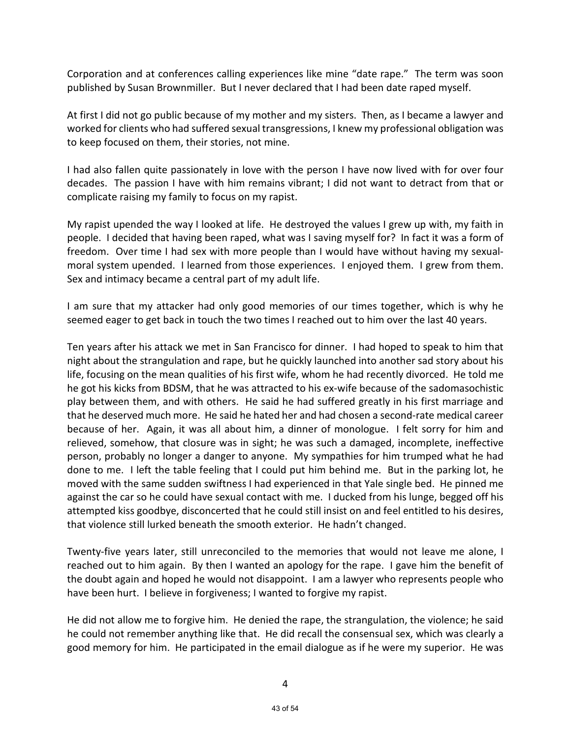Corporation and at conferences calling experiences like mine "date rape." The term was soon published by Susan Brownmiller. But I never declared that I had been date raped myself.

At first I did not go public because of my mother and my sisters. Then, as I became a lawyer and worked for clients who had suffered sexual transgressions, I knew my professional obligation was to keep focused on them, their stories, not mine.

I had also fallen quite passionately in love with the person I have now lived with for over four decades. The passion I have with him remains vibrant; I did not want to detract from that or complicate raising my family to focus on my rapist.

My rapist upended the way I looked at life. He destroyed the values I grew up with, my faith in people. I decided that having been raped, what was I saving myself for? In fact it was a form of freedom. Over time I had sex with more people than I would have without having my sexual-moral system upended. I learned from those experiences. I enjoyed them. I grew from them. Sex and intimacy became a central part of my adult life.

I am sure that my attacker had only good memories of our times together, which is why he seemed eager to get back in touch the two times I reached out to him over the last 40 years.

Ten years after his attack we met in San Francisco for dinner. I had hoped to speak to him that night about the strangulation and rape, but he quickly launched into another sad story about his life, focusing on the mean qualities of his first wife, whom he had recently divorced. He told me he got his kicks from BDSM, that he was attracted to his ex-wife because of the sadomasochistic play between them, and with others. He said he had suffered greatly in his first marriage and that he deserved much more. He said he hated her and had chosen a second-rate medical career because of her. Again, it was all about him, a dinner of monologue. I felt sorry for him and relieved, somehow, that closure was in sight; he was such a damaged, incomplete, ineffective person, probably no longer a danger to anyone. My sympathies for him trumped what he had done to me. I left the table feeling that I could put him behind me. But in the parking lot, he moved with the same sudden swiftness I had experienced in that Yale single bed. He pinned me against the car so he could have sexual contact with me. I ducked from his lunge, begged off his attempted kiss goodbye, disconcerted that he could still insist on and feel entitled to his desires, that violence still lurked beneath the smooth exterior. He hadn't changed.

Twenty-five years later, still unreconciled to the memories that would not leave me alone, I reached out to him again. By then I wanted an apology for the rape. I gave him the benefit of the doubt again and hoped he would not disappoint. I am a lawyer who represents people who have been hurt. I believe in forgiveness; I wanted to forgive my rapist.

He did not allow me to forgive him. He denied the rape, the strangulation, the violence; he said he could not remember anything like that. He did recall the consensual sex, which was clearly a good memory for him. He participated in the email dialogue as if he were my superior. He was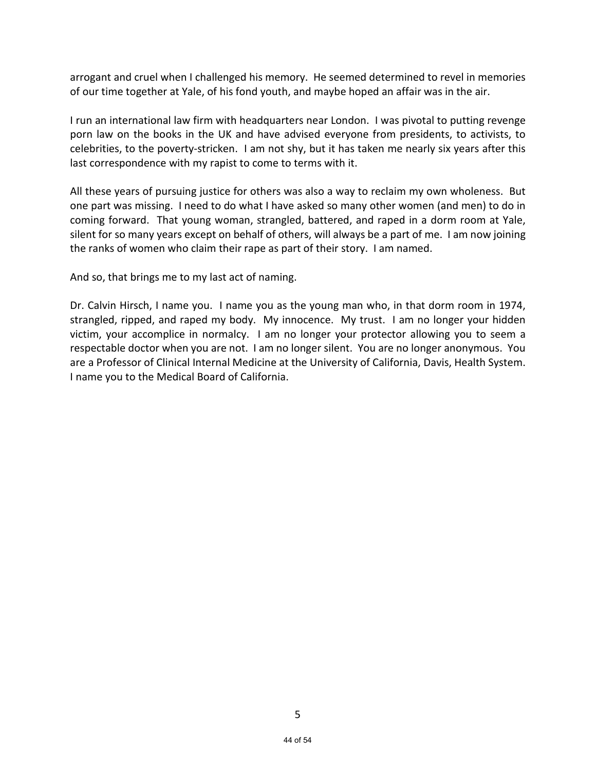arrogant and cruel when I challenged his memory. He seemed determined to revel in memories of our time together at Yale, of his fond youth, and maybe hoped an affair was in the air.

I run an international law firm with headquarters near London. I was pivotal to putting revenge porn law on the books in the UK and have advised everyone from presidents, to activists, to celebrities, to the poverty-stricken. I am not shy, but it has taken me nearly six years after this last correspondence with my rapist to come to terms with it.

All these years of pursuing justice for others was also a way to reclaim my own wholeness. But one part was missing. I need to do what I have asked so many other women (and men) to do in coming forward. That young woman, strangled, battered, and raped in a dorm room at Yale, silent for so many years except on behalf of others, will always be a part of me. I am now joining the ranks of women who claim their rape as part of their story. I am named.

And so, that brings me to my last act of naming.

Dr. Calvin Hirsch, I name you. I name you as the young man who, in that dorm room in 1974, strangled, ripped, and raped my body. My innocence. My trust. I am no longer your hidden victim, your accomplice in normalcy. I am no longer your protector allowing you to seem a respectable doctor when you are not. I am no longer silent. You are no longer anonymous. You are a Professor of Clinical Internal Medicine at the University of California, Davis, Health System. I name you to the Medical Board of California.